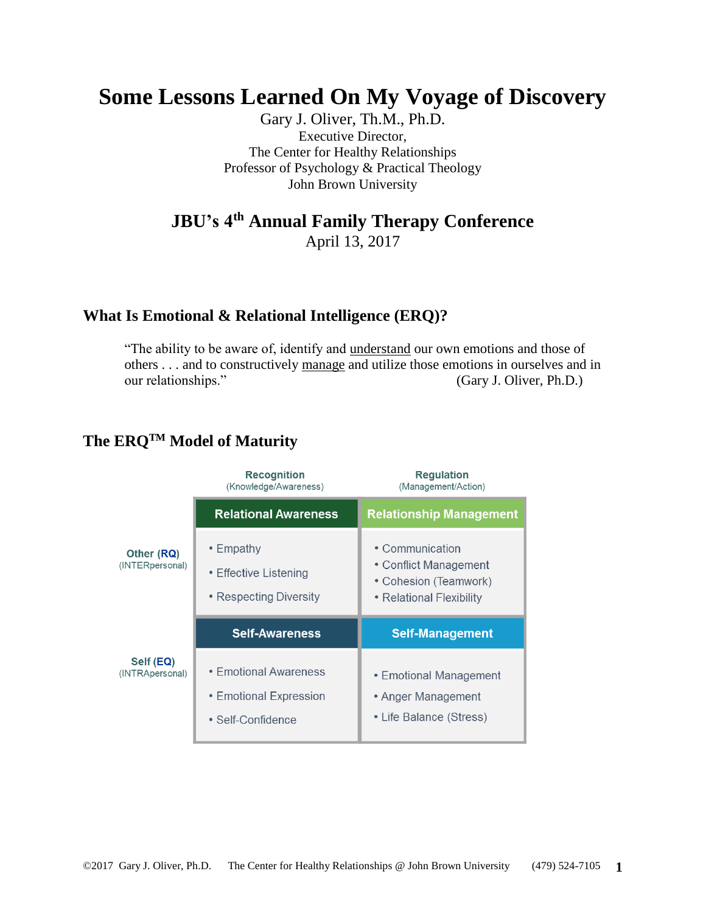# Some Lessons Learned On My Voyage of Discovery

Gary J. Oliver, Th.M., Ph.D.
Executive Director,
The Center for Healthy Relationships
Professor of Psychology & Practical Theology
John Brown University

## JBU's 4th Annual Family Therapy Conference

April 13, 2017

### What Is Emotional & Relational Intelligence (ERQ)?

> "The ability to be aware of, identify and understand our own emotions and those of others . . . and to constructively manage and utilize those emotions in ourselves and in our relationships." (Gary J. Oliver, Ph.D.)

### The ERQ™ Model of Maturity

| | Recognition (Knowledge/Awareness) | Regulation (Management/Action) |
|---|---|---|
| | **Relational Awareness** | **Relationship Management** |
| Other (RQ) (INTERpersonal) | • Empathy<br>• Effective Listening<br>• Respecting Diversity | • Communication<br>• Conflict Management<br>• Cohesion (Teamwork)<br>• Relational Flexibility |
| | **Self-Awareness** | **Self-Management** |
| Self (EQ) (INTRApersonal) | • Emotional Awareness<br>• Emotional Expression<br>• Self-Confidence | • Emotional Management<br>• Anger Management<br>• Life Balance (Stress) |

©2017 Gary J. Oliver, Ph.D. The Center for Healthy Relationships @ John Brown University (479) 524-7105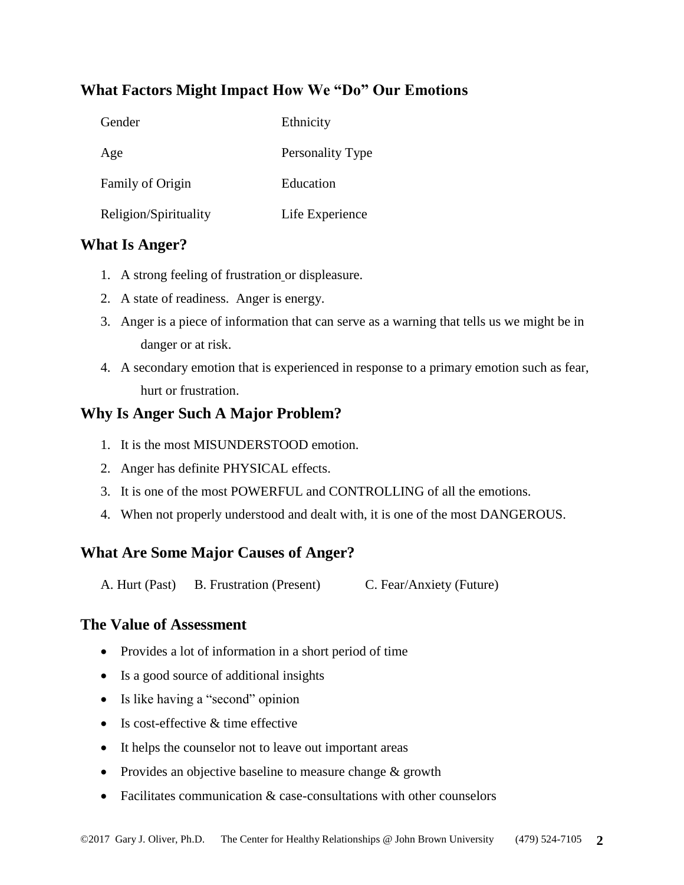## What Factors Might Impact How We "Do" Our Emotions

| | |
|---|---|
| Gender | Ethnicity |
| Age | Personality Type |
| Family of Origin | Education |
| Religion/Spirituality | Life Experience |

## What Is Anger?

1. A strong feeling of frustration or displeasure.
2. A state of readiness. Anger is energy.
3. Anger is a piece of information that can serve as a warning that tells us we might be in danger or at risk.
4. A secondary emotion that is experienced in response to a primary emotion such as fear, hurt or frustration.

## Why Is Anger Such A Major Problem?

1. It is the most MISUNDERSTOOD emotion.
2. Anger has definite PHYSICAL effects.
3. It is one of the most POWERFUL and CONTROLLING of all the emotions.
4. When not properly understood and dealt with, it is one of the most DANGEROUS.

## What Are Some Major Causes of Anger?

A. Hurt (Past) B. Frustration (Present) C. Fear/Anxiety (Future)

## The Value of Assessment

- Provides a lot of information in a short period of time
- Is a good source of additional insights
- Is like having a "second" opinion
- Is cost-effective & time effective
- It helps the counselor not to leave out important areas
- Provides an objective baseline to measure change & growth
- Facilitates communication & case-consultations with other counselors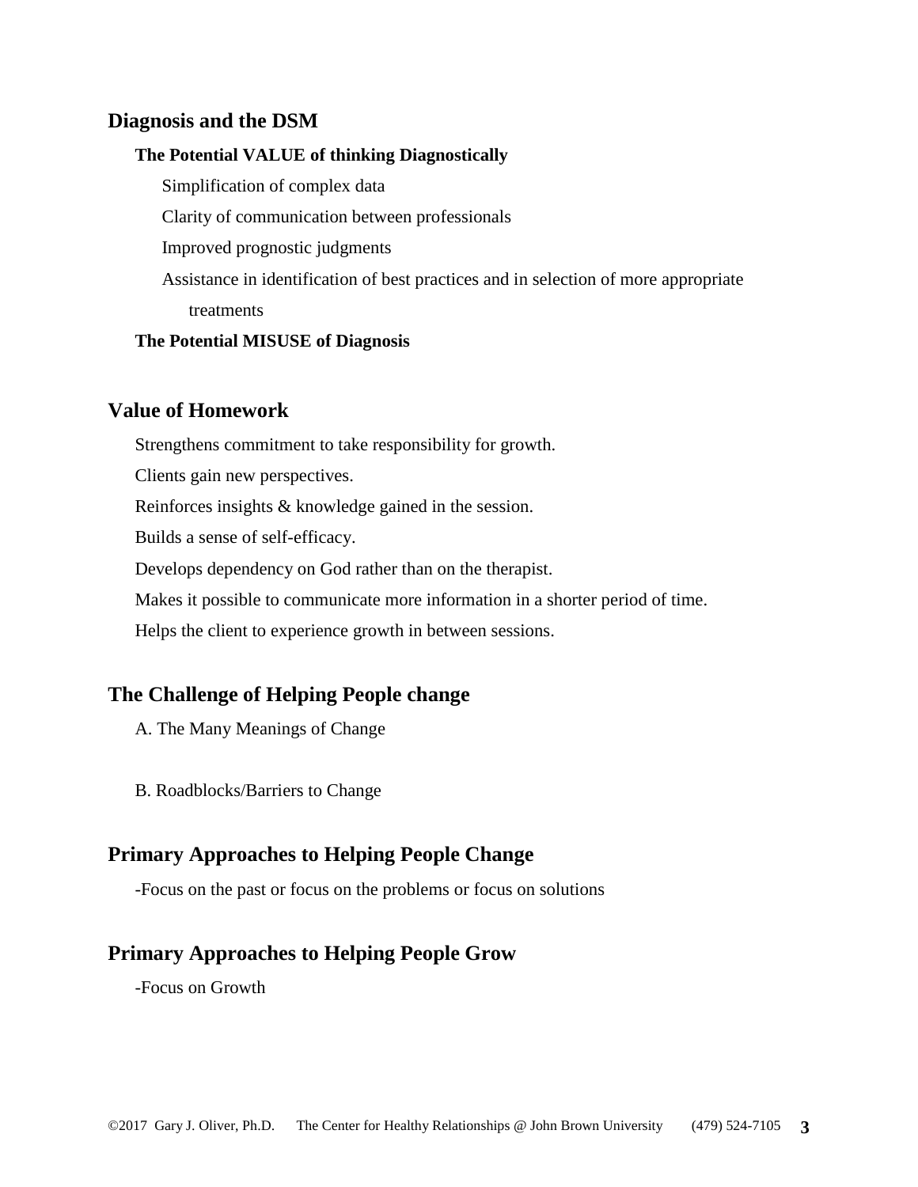## Diagnosis and the DSM

### The Potential VALUE of thinking Diagnostically

Simplification of complex data

Clarity of communication between professionals

Improved prognostic judgments

Assistance in identification of best practices and in selection of more appropriate treatments

### The Potential MISUSE of Diagnosis

## Value of Homework

Strengthens commitment to take responsibility for growth.

Clients gain new perspectives.

Reinforces insights & knowledge gained in the session.

Builds a sense of self-efficacy.

Develops dependency on God rather than on the therapist.

Makes it possible to communicate more information in a shorter period of time.

Helps the client to experience growth in between sessions.

## The Challenge of Helping People change

A. The Many Meanings of Change

B. Roadblocks/Barriers to Change

## Primary Approaches to Helping People Change

-Focus on the past or focus on the problems or focus on solutions

## Primary Approaches to Helping People Grow

-Focus on Growth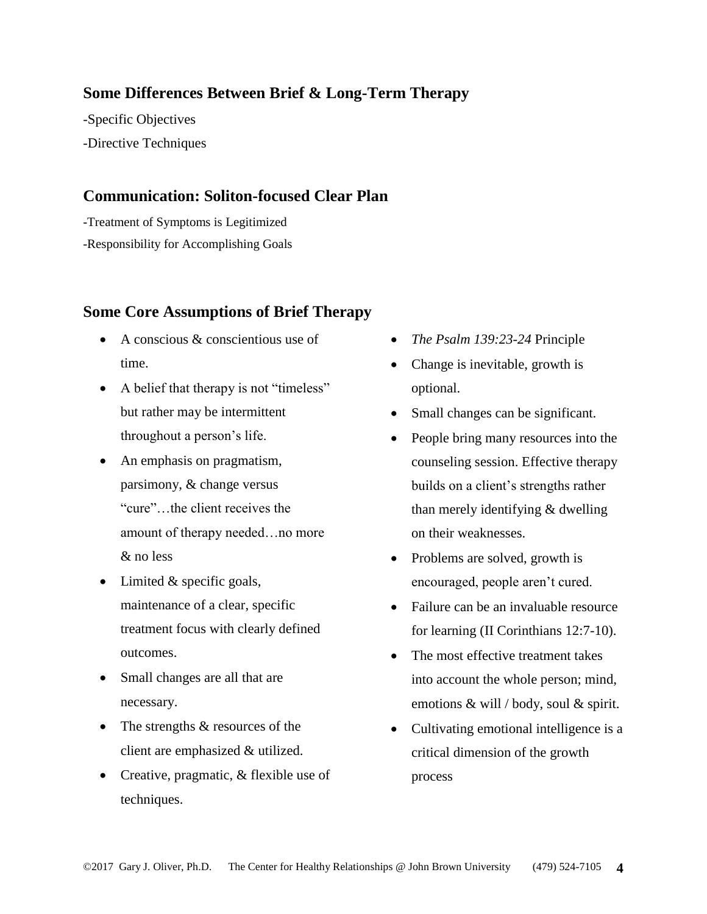## Some Differences Between Brief & Long-Term Therapy

-Specific Objectives

-Directive Techniques

## Communication: Soliton-focused Clear Plan

-Treatment of Symptoms is Legitimized

-Responsibility for Accomplishing Goals

## Some Core Assumptions of Brief Therapy

- A conscious & conscientious use of time.
- A belief that therapy is not "timeless" but rather may be intermittent throughout a person's life.
- An emphasis on pragmatism, parsimony, & change versus "cure"…the client receives the amount of therapy needed…no more & no less
- Limited & specific goals, maintenance of a clear, specific treatment focus with clearly defined outcomes.
- Small changes are all that are necessary.
- The strengths & resources of the client are emphasized & utilized.
- Creative, pragmatic, & flexible use of techniques.
- *The Psalm 139:23-24* Principle
- Change is inevitable, growth is optional.
- Small changes can be significant.
- People bring many resources into the counseling session. Effective therapy builds on a client's strengths rather than merely identifying & dwelling on their weaknesses.
- Problems are solved, growth is encouraged, people aren't cured.
- Failure can be an invaluable resource for learning (II Corinthians 12:7-10).
- The most effective treatment takes into account the whole person; mind, emotions & will / body, soul & spirit.
- Cultivating emotional intelligence is a critical dimension of the growth process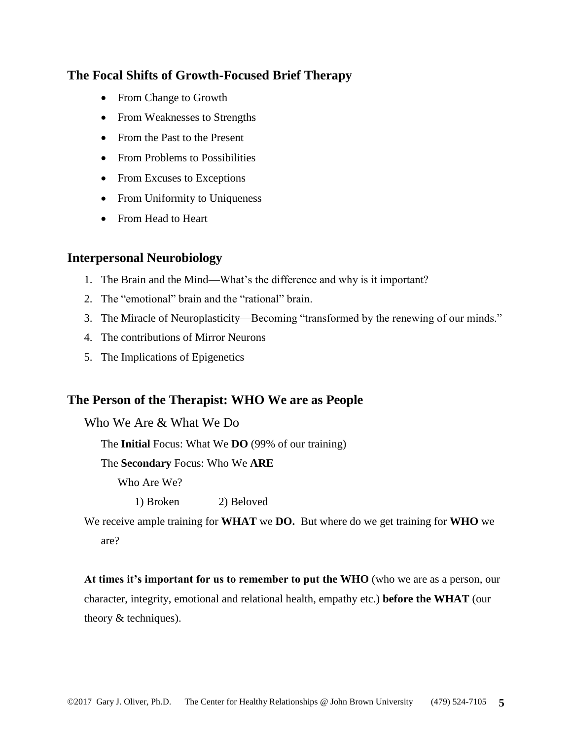## The Focal Shifts of Growth-Focused Brief Therapy

- From Change to Growth
- From Weaknesses to Strengths
- From the Past to the Present
- From Problems to Possibilities
- From Excuses to Exceptions
- From Uniformity to Uniqueness
- From Head to Heart

## Interpersonal Neurobiology

1. The Brain and the Mind—What's the difference and why is it important?
2. The "emotional" brain and the "rational" brain.
3. The Miracle of Neuroplasticity—Becoming "transformed by the renewing of our minds."
4. The contributions of Mirror Neurons
5. The Implications of Epigenetics

## The Person of the Therapist: WHO We are as People

Who We Are & What We Do

The **Initial** Focus: What We **DO** (99% of our training)

The **Secondary** Focus: Who We **ARE**

Who Are We?

1) Broken    2) Beloved

We receive ample training for **WHAT** we **DO.** But where do we get training for **WHO** we are?

**At times it's important for us to remember to put the WHO** (who we are as a person, our character, integrity, emotional and relational health, empathy etc.) **before the WHAT** (our theory & techniques).